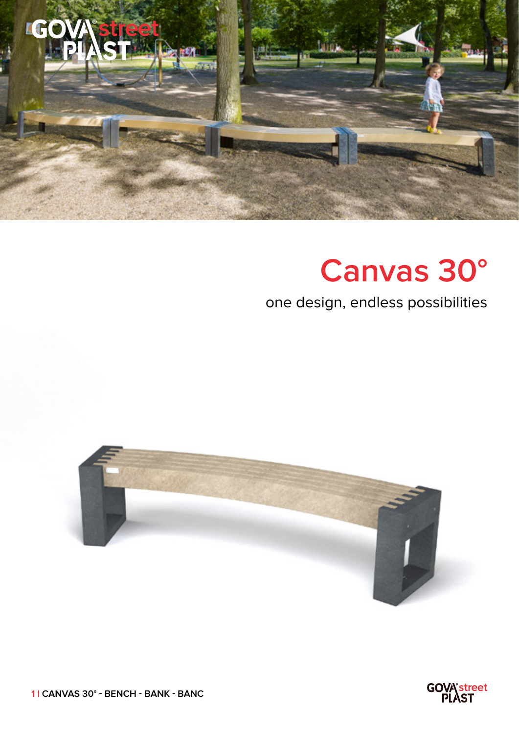# Canvas 30°

one design, endless possibilities

CANVAS 30° - BENCH - BANK - BANC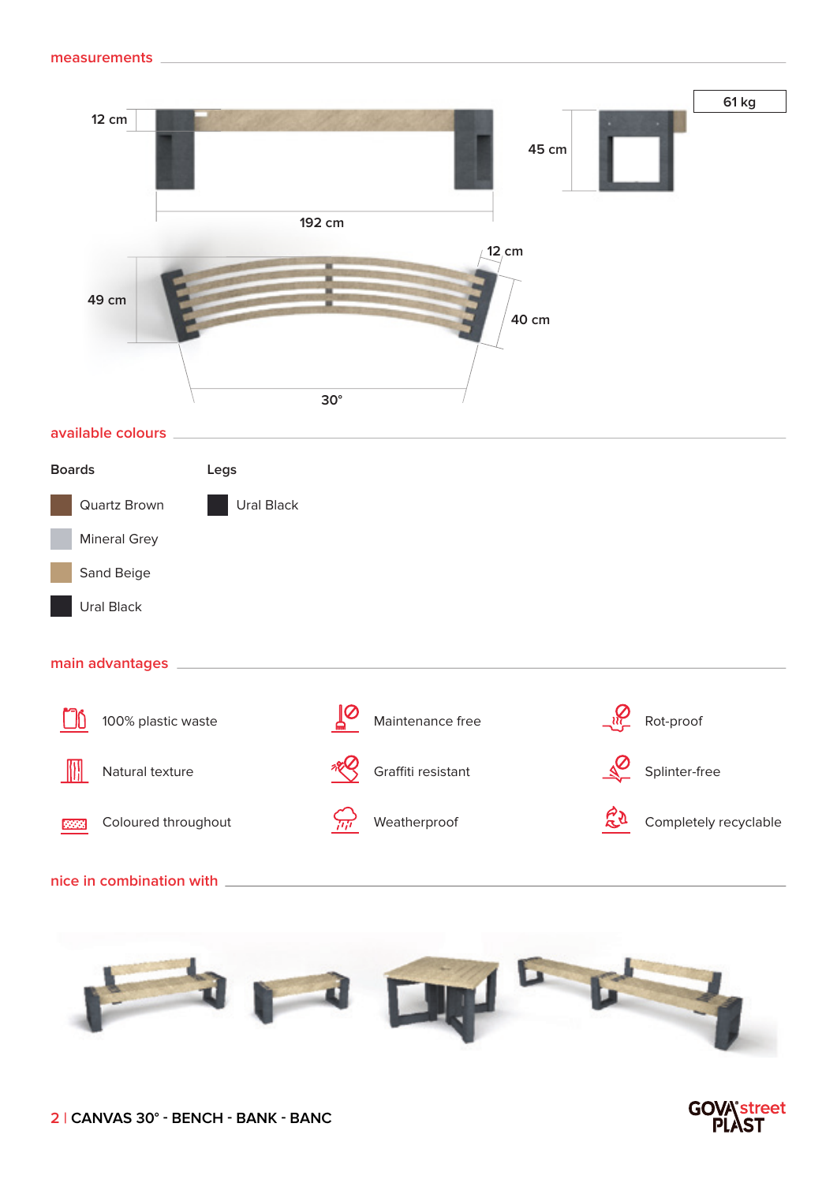## measurements

12 cm

192 cm

45 cm

61 kg

49 cm

12 cm

40 cm

30°

## available colours

| Boards | Legs |
| --- | --- |
| Quartz Brown | Ural Black |
| Mineral Grey | |
| Sand Beige | |
| Ural Black | |

## main advantages

- 100% plastic waste
- Maintenance free
- Rot-proof
- Natural texture
- Graffiti resistant
- Splinter-free
- Coloured throughout
- Weatherproof
- Completely recyclable

## nice in combination with

CANVAS 30° - BENCH - BANK - BANC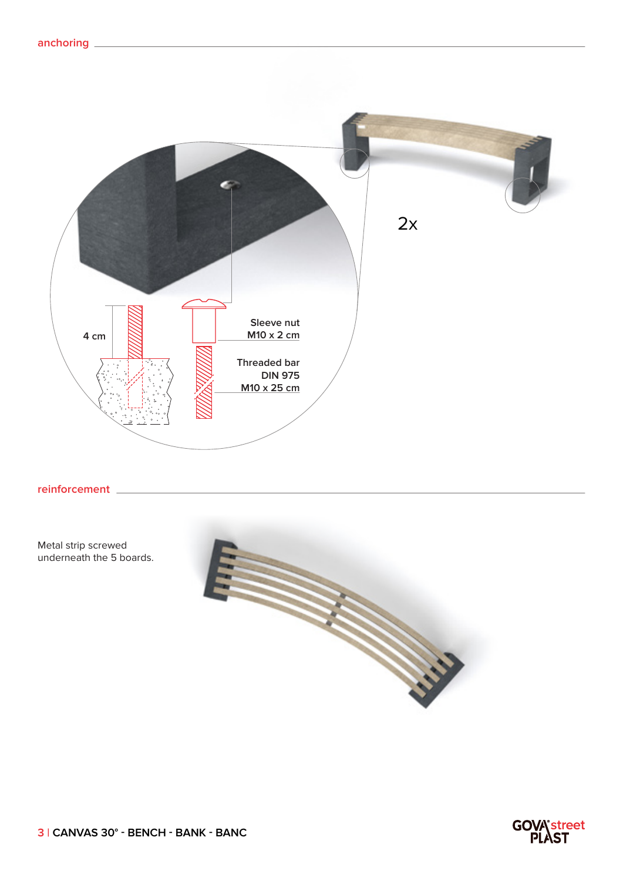## anchoring

4 cm

Sleeve nut
M10 x 2 cm

Threaded bar
DIN 975
M10 x 25 cm

2x

## reinforcement

Metal strip screwed underneath the 5 boards.